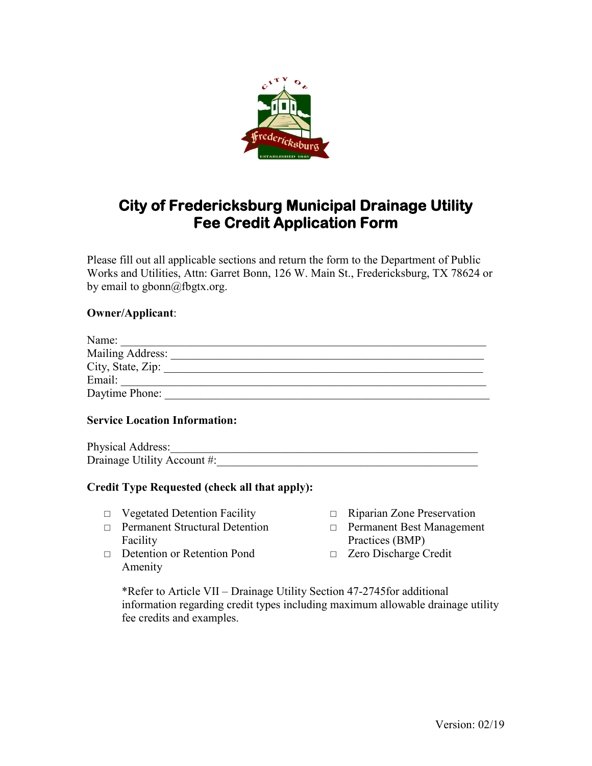# City of Fredericksburg Municipal Drainage Utility Fee Credit Application Form

Please fill out all applicable sections and return the form to the Department of Public Works and Utilities, Attn: Garret Bonn, 126 W. Main St., Fredericksburg, TX 78624 or by email to gbonn@fbgtx.org.

**Owner/Applicant**:

Name: ____________________________________________________________
Mailing Address: ______________________________________________________
City, State, Zip: _______________________________________________________
Email: ____________________________________________________________
Daytime Phone: _______________________________________________________

**Service Location Information:**

Physical Address:_____________________________________________________
Drainage Utility Account #:_____________________________________________

**Credit Type Requested (check all that apply):**

- □ Vegetated Detention Facility
- □ Permanent Structural Detention Facility
- □ Detention or Retention Pond Amenity
- □ Riparian Zone Preservation
- □ Permanent Best Management Practices (BMP)
- □ Zero Discharge Credit

*Refer to Article VII – Drainage Utility Section 47-2745for additional information regarding credit types including maximum allowable drainage utility fee credits and examples.

Version: 02/19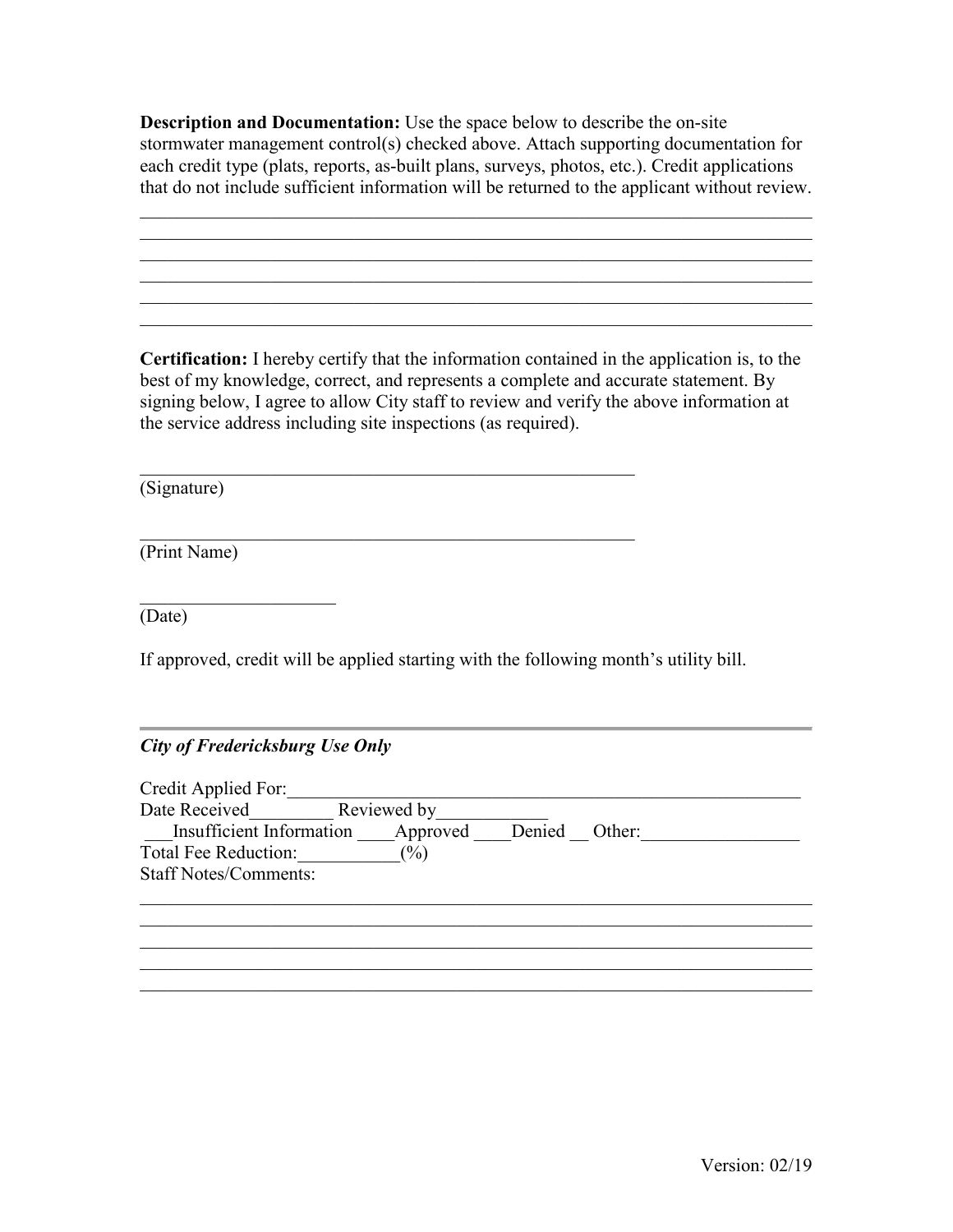**Description and Documentation:** Use the space below to describe the on-site stormwater management control(s) checked above. Attach supporting documentation for each credit type (plats, reports, as-built plans, surveys, photos, etc.). Credit applications that do not include sufficient information will be returned to the applicant without review.

\_\_\_\_\_\_\_\_\_\_\_\_\_\_\_\_\_\_\_\_\_\_\_\_\_\_\_\_\_\_\_\_\_\_\_\_\_\_\_\_\_\_\_\_\_\_\_\_\_\_\_\_\_\_\_\_\_\_\_\_\_\_\_\_\_\_\_\_\_\_

\_\_\_\_\_\_\_\_\_\_\_\_\_\_\_\_\_\_\_\_\_\_\_\_\_\_\_\_\_\_\_\_\_\_\_\_\_\_\_\_\_\_\_\_\_\_\_\_\_\_\_\_\_\_\_\_\_\_\_\_\_\_\_\_\_\_\_\_\_\_

\_\_\_\_\_\_\_\_\_\_\_\_\_\_\_\_\_\_\_\_\_\_\_\_\_\_\_\_\_\_\_\_\_\_\_\_\_\_\_\_\_\_\_\_\_\_\_\_\_\_\_\_\_\_\_\_\_\_\_\_\_\_\_\_\_\_\_\_\_\_

\_\_\_\_\_\_\_\_\_\_\_\_\_\_\_\_\_\_\_\_\_\_\_\_\_\_\_\_\_\_\_\_\_\_\_\_\_\_\_\_\_\_\_\_\_\_\_\_\_\_\_\_\_\_\_\_\_\_\_\_\_\_\_\_\_\_\_\_\_\_

\_\_\_\_\_\_\_\_\_\_\_\_\_\_\_\_\_\_\_\_\_\_\_\_\_\_\_\_\_\_\_\_\_\_\_\_\_\_\_\_\_\_\_\_\_\_\_\_\_\_\_\_\_\_\_\_\_\_\_\_\_\_\_\_\_\_\_\_\_\_

\_\_\_\_\_\_\_\_\_\_\_\_\_\_\_\_\_\_\_\_\_\_\_\_\_\_\_\_\_\_\_\_\_\_\_\_\_\_\_\_\_\_\_\_\_\_\_\_\_\_\_\_\_\_\_\_\_\_\_\_\_\_\_\_\_\_\_\_\_\_

**Certification:** I hereby certify that the information contained in the application is, to the best of my knowledge, correct, and represents a complete and accurate statement. By signing below, I agree to allow City staff to review and verify the above information at the service address including site inspections (as required).

\_\_\_\_\_\_\_\_\_\_\_\_\_\_\_\_\_\_\_\_\_\_\_\_\_\_\_\_\_\_\_\_\_\_\_\_\_\_\_\_\_\_\_\_\_\_\_\_\_\_\_\_
(Signature)

\_\_\_\_\_\_\_\_\_\_\_\_\_\_\_\_\_\_\_\_\_\_\_\_\_\_\_\_\_\_\_\_\_\_\_\_\_\_\_\_\_\_\_\_\_\_\_\_\_\_\_\_
(Print Name)

\_\_\_\_\_\_\_\_\_\_\_\_\_\_\_\_\_\_\_\_\_\_
(Date)

If approved, credit will be applied starting with the following month's utility bill.

---

***City of Fredericksburg Use Only***

Credit Applied For:\_\_\_\_\_\_\_\_\_\_\_\_\_\_\_\_\_\_\_\_\_\_\_\_\_\_\_\_\_\_\_\_\_\_\_\_\_\_\_\_\_\_\_\_\_\_\_\_\_\_\_\_\_\_\_\_\_

Date Received\_\_\_\_\_\_\_\_\_ Reviewed by\_\_\_\_\_\_\_\_\_\_\_\_

\_\_\_Insufficient Information \_\_\_\_Approved \_\_\_\_Denied \_\_ Other:\_\_\_\_\_\_\_\_\_\_\_\_\_\_\_\_\_

Total Fee Reduction:\_\_\_\_\_\_\_\_\_\_\_(%)

Staff Notes/Comments:

\_\_\_\_\_\_\_\_\_\_\_\_\_\_\_\_\_\_\_\_\_\_\_\_\_\_\_\_\_\_\_\_\_\_\_\_\_\_\_\_\_\_\_\_\_\_\_\_\_\_\_\_\_\_\_\_\_\_\_\_\_\_\_\_\_\_\_\_\_\_

\_\_\_\_\_\_\_\_\_\_\_\_\_\_\_\_\_\_\_\_\_\_\_\_\_\_\_\_\_\_\_\_\_\_\_\_\_\_\_\_\_\_\_\_\_\_\_\_\_\_\_\_\_\_\_\_\_\_\_\_\_\_\_\_\_\_\_\_\_\_

\_\_\_\_\_\_\_\_\_\_\_\_\_\_\_\_\_\_\_\_\_\_\_\_\_\_\_\_\_\_\_\_\_\_\_\_\_\_\_\_\_\_\_\_\_\_\_\_\_\_\_\_\_\_\_\_\_\_\_\_\_\_\_\_\_\_\_\_\_\_

\_\_\_\_\_\_\_\_\_\_\_\_\_\_\_\_\_\_\_\_\_\_\_\_\_\_\_\_\_\_\_\_\_\_\_\_\_\_\_\_\_\_\_\_\_\_\_\_\_\_\_\_\_\_\_\_\_\_\_\_\_\_\_\_\_\_\_\_\_\_

\_\_\_\_\_\_\_\_\_\_\_\_\_\_\_\_\_\_\_\_\_\_\_\_\_\_\_\_\_\_\_\_\_\_\_\_\_\_\_\_\_\_\_\_\_\_\_\_\_\_\_\_\_\_\_\_\_\_\_\_\_\_\_\_\_\_\_\_\_\_

Version: 02/19